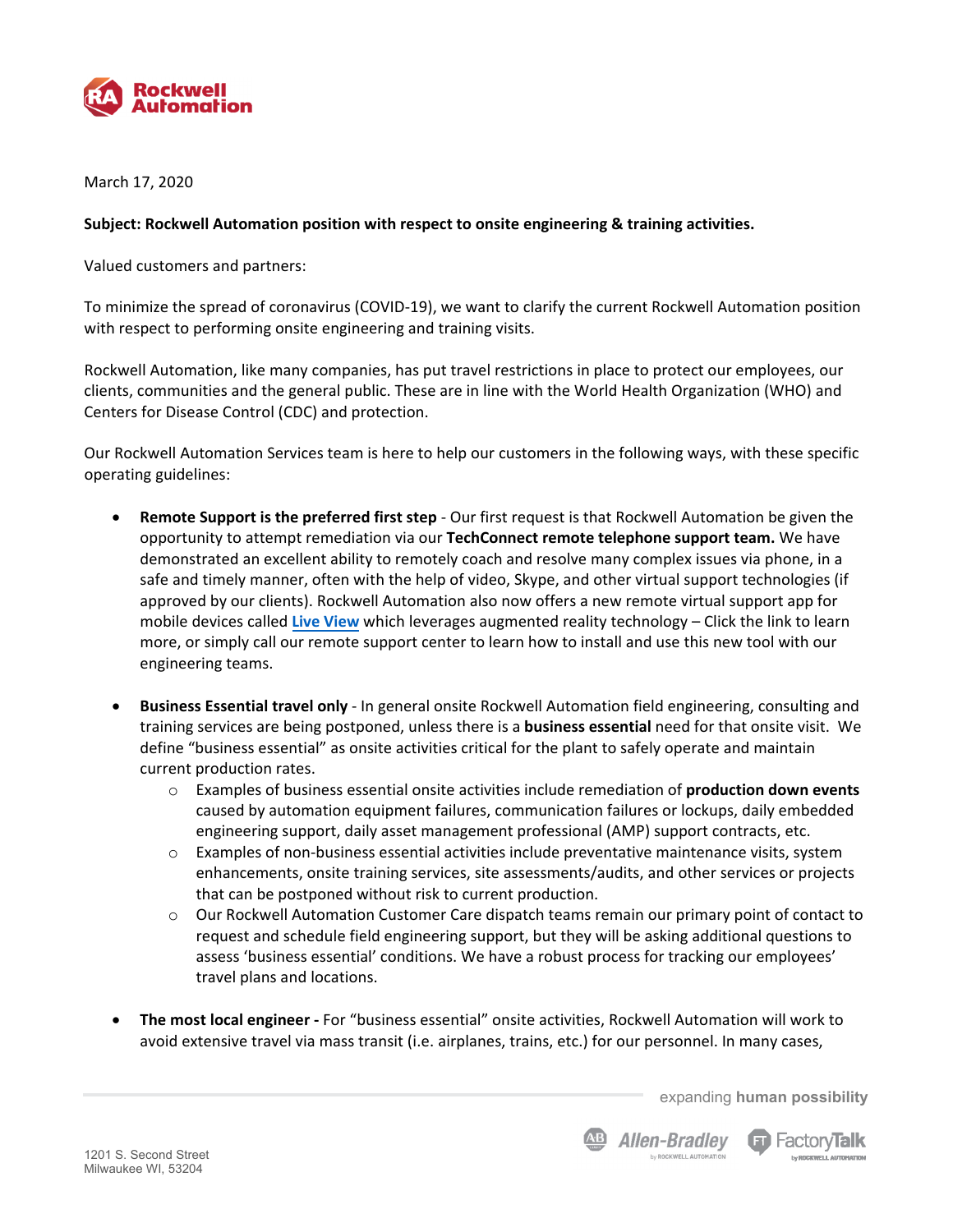March 17, 2020

**Subject: Rockwell Automation position with respect to onsite engineering & training activities.**

Valued customers and partners:

To minimize the spread of coronavirus (COVID-19), we want to clarify the current Rockwell Automation position with respect to performing onsite engineering and training visits.

Rockwell Automation, like many companies, has put travel restrictions in place to protect our employees, our clients, communities and the general public. These are in line with the World Health Organization (WHO) and Centers for Disease Control (CDC) and protection.

Our Rockwell Automation Services team is here to help our customers in the following ways, with these specific operating guidelines:

- **Remote Support is the preferred first step** - Our first request is that Rockwell Automation be given the opportunity to attempt remediation via our **TechConnect remote telephone support team.** We have demonstrated an excellent ability to remotely coach and resolve many complex issues via phone, in a safe and timely manner, often with the help of video, Skype, and other virtual support technologies (if approved by our clients). Rockwell Automation also now offers a new remote virtual support app for mobile devices called **Live View** which leverages augmented reality technology – Click the link to learn more, or simply call our remote support center to learn how to install and use this new tool with our engineering teams.

- **Business Essential travel only** - In general onsite Rockwell Automation field engineering, consulting and training services are being postponed, unless there is a **business essential** need for that onsite visit. We define "business essential" as onsite activities critical for the plant to safely operate and maintain current production rates.
  - Examples of business essential onsite activities include remediation of **production down events** caused by automation equipment failures, communication failures or lockups, daily embedded engineering support, daily asset management professional (AMP) support contracts, etc.
  - Examples of non-business essential activities include preventative maintenance visits, system enhancements, onsite training services, site assessments/audits, and other services or projects that can be postponed without risk to current production.
  - Our Rockwell Automation Customer Care dispatch teams remain our primary point of contact to request and schedule field engineering support, but they will be asking additional questions to assess 'business essential' conditions. We have a robust process for tracking our employees' travel plans and locations.

- **The most local engineer -** For "business essential" onsite activities, Rockwell Automation will work to avoid extensive travel via mass transit (i.e. airplanes, trains, etc.) for our personnel. In many cases,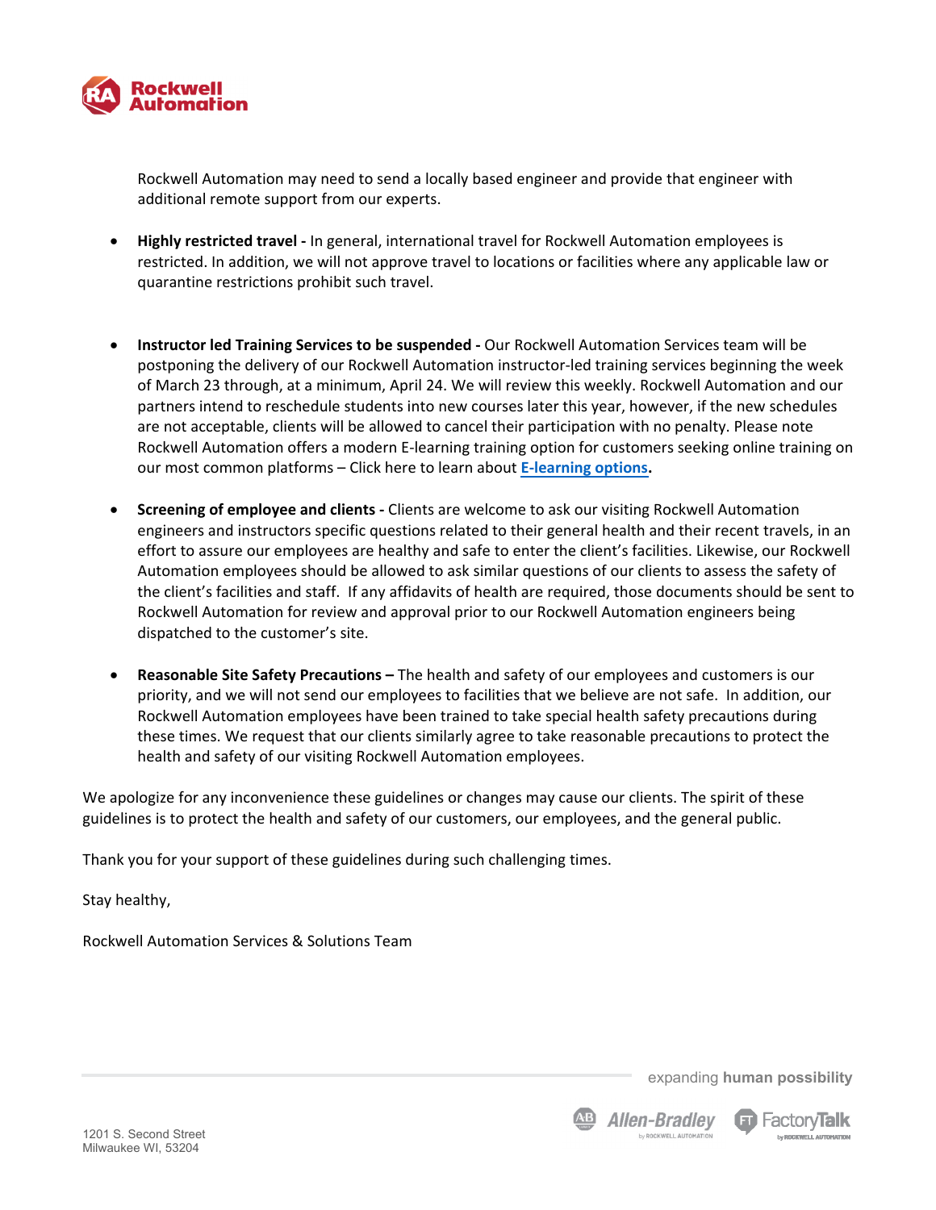Rockwell Automation may need to send a locally based engineer and provide that engineer with additional remote support from our experts.

- **Highly restricted travel -** In general, international travel for Rockwell Automation employees is restricted. In addition, we will not approve travel to locations or facilities where any applicable law or quarantine restrictions prohibit such travel.

- **Instructor led Training Services to be suspended -** Our Rockwell Automation Services team will be postponing the delivery of our Rockwell Automation instructor-led training services beginning the week of March 23 through, at a minimum, April 24. We will review this weekly. Rockwell Automation and our partners intend to reschedule students into new courses later this year, however, if the new schedules are not acceptable, clients will be allowed to cancel their participation with no penalty. Please note Rockwell Automation offers a modern E-learning training option for customers seeking online training on our most common platforms – Click here to learn about **E-learning options**.

- **Screening of employee and clients -** Clients are welcome to ask our visiting Rockwell Automation engineers and instructors specific questions related to their general health and their recent travels, in an effort to assure our employees are healthy and safe to enter the client's facilities. Likewise, our Rockwell Automation employees should be allowed to ask similar questions of our clients to assess the safety of the client's facilities and staff. If any affidavits of health are required, those documents should be sent to Rockwell Automation for review and approval prior to our Rockwell Automation engineers being dispatched to the customer's site.

- **Reasonable Site Safety Precautions –** The health and safety of our employees and customers is our priority, and we will not send our employees to facilities that we believe are not safe. In addition, our Rockwell Automation employees have been trained to take special health safety precautions during these times. We request that our clients similarly agree to take reasonable precautions to protect the health and safety of our visiting Rockwell Automation employees.

We apologize for any inconvenience these guidelines or changes may cause our clients. The spirit of these guidelines is to protect the health and safety of our customers, our employees, and the general public.

Thank you for your support of these guidelines during such challenging times.

Stay healthy,

Rockwell Automation Services & Solutions Team

expanding **human possibility**

1201 S. Second Street
Milwaukee WI, 53204